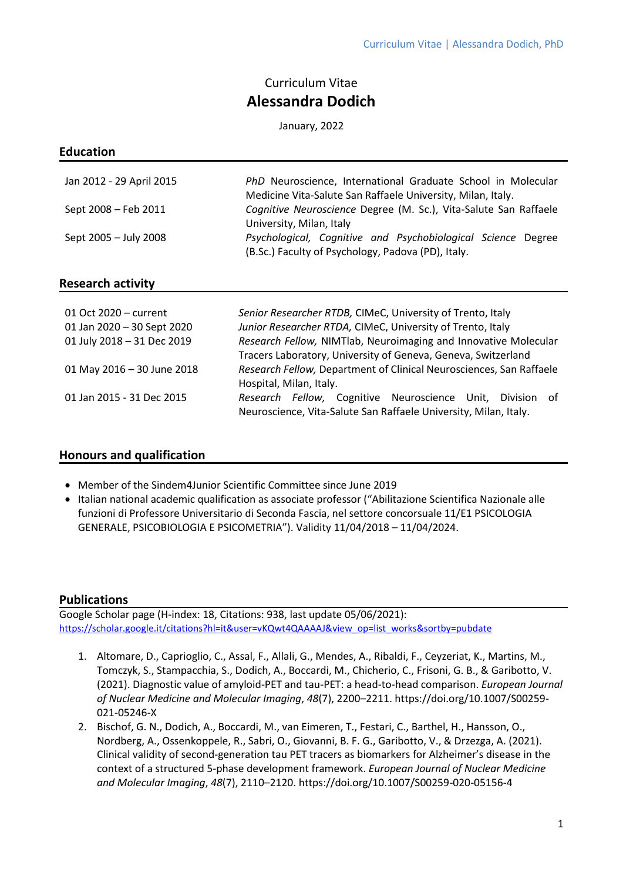Curriculum Vitae

# Alessandra Dodich

January, 2022

## Education

| | |
|---|---|
| Jan 2012 - 29 April 2015 | *PhD* Neuroscience, International Graduate School in Molecular Medicine Vita-Salute San Raffaele University, Milan, Italy. |
| Sept 2008 – Feb 2011 | *Cognitive Neuroscience* Degree (M. Sc.), Vita-Salute San Raffaele University, Milan, Italy |
| Sept 2005 – July 2008 | *Psychological, Cognitive and Psychobiological Science* Degree (B.Sc.) Faculty of Psychology, Padova (PD), Italy. |

## Research activity

| | |
|---|---|
| 01 Oct 2020 – current | *Senior Researcher RTDB,* CIMeC, University of Trento, Italy |
| 01 Jan 2020 – 30 Sept 2020 | *Junior Researcher RTDA,* CIMeC, University of Trento, Italy |
| 01 July 2018 – 31 Dec 2019 | *Research Fellow,* NIMTlab, Neuroimaging and Innovative Molecular Tracers Laboratory, University of Geneva, Geneva, Switzerland |
| 01 May 2016 – 30 June 2018 | *Research Fellow,* Department of Clinical Neurosciences, San Raffaele Hospital, Milan, Italy. |
| 01 Jan 2015 - 31 Dec 2015 | *Research Fellow,* Cognitive Neuroscience Unit, Division of Neuroscience, Vita-Salute San Raffaele University, Milan, Italy. |

## Honours and qualification

- Member of the Sindem4Junior Scientific Committee since June 2019
- Italian national academic qualification as associate professor ("Abilitazione Scientifica Nazionale alle funzioni di Professore Universitario di Seconda Fascia, nel settore concorsuale 11/E1 PSICOLOGIA GENERALE, PSICOBIOLOGIA E PSICOMETRIA"). Validity 11/04/2018 – 11/04/2024.

## Publications

Google Scholar page (H-index: 18, Citations: 938, last update 05/06/2021): https://scholar.google.it/citations?hl=it&user=vKQwt4QAAAAJ&view_op=list_works&sortby=pubdate

1. Altomare, D., Caprioglio, C., Assal, F., Allali, G., Mendes, A., Ribaldi, F., Ceyzeriat, K., Martins, M., Tomczyk, S., Stampacchia, S., Dodich, A., Boccardi, M., Chicherio, C., Frisoni, G. B., & Garibotto, V. (2021). Diagnostic value of amyloid-PET and tau-PET: a head-to-head comparison. *European Journal of Nuclear Medicine and Molecular Imaging*, *48*(7), 2200–2211. https://doi.org/10.1007/S00259-021-05246-X
2. Bischof, G. N., Dodich, A., Boccardi, M., van Eimeren, T., Festari, C., Barthel, H., Hansson, O., Nordberg, A., Ossenkoppele, R., Sabri, O., Giovanni, B. F. G., Garibotto, V., & Drzezga, A. (2021). Clinical validity of second-generation tau PET tracers as biomarkers for Alzheimer's disease in the context of a structured 5-phase development framework. *European Journal of Nuclear Medicine and Molecular Imaging*, *48*(7), 2110–2120. https://doi.org/10.1007/S00259-020-05156-4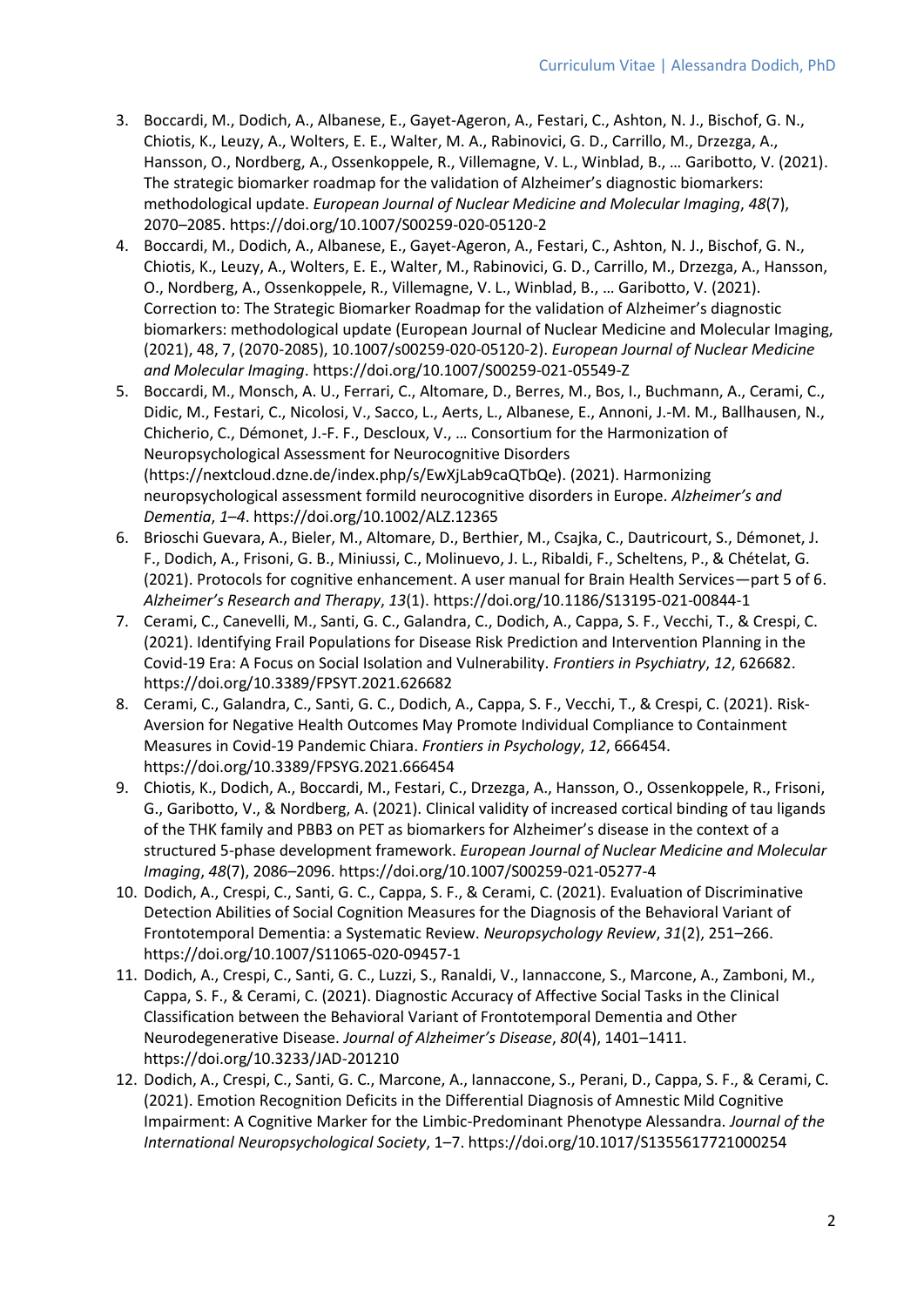3. Boccardi, M., Dodich, A., Albanese, E., Gayet-Ageron, A., Festari, C., Ashton, N. J., Bischof, G. N., Chiotis, K., Leuzy, A., Wolters, E. E., Walter, M. A., Rabinovici, G. D., Carrillo, M., Drzezga, A., Hansson, O., Nordberg, A., Ossenkoppele, R., Villemagne, V. L., Winblad, B., … Garibotto, V. (2021). The strategic biomarker roadmap for the validation of Alzheimer's diagnostic biomarkers: methodological update. *European Journal of Nuclear Medicine and Molecular Imaging*, *48*(7), 2070–2085. https://doi.org/10.1007/S00259-020-05120-2
4. Boccardi, M., Dodich, A., Albanese, E., Gayet-Ageron, A., Festari, C., Ashton, N. J., Bischof, G. N., Chiotis, K., Leuzy, A., Wolters, E. E., Walter, M., Rabinovici, G. D., Carrillo, M., Drzezga, A., Hansson, O., Nordberg, A., Ossenkoppele, R., Villemagne, V. L., Winblad, B., … Garibotto, V. (2021). Correction to: The Strategic Biomarker Roadmap for the validation of Alzheimer's diagnostic biomarkers: methodological update (European Journal of Nuclear Medicine and Molecular Imaging, (2021), 48, 7, (2070-2085), 10.1007/s00259-020-05120-2). *European Journal of Nuclear Medicine and Molecular Imaging*. https://doi.org/10.1007/S00259-021-05549-Z
5. Boccardi, M., Monsch, A. U., Ferrari, C., Altomare, D., Berres, M., Bos, I., Buchmann, A., Cerami, C., Didic, M., Festari, C., Nicolosi, V., Sacco, L., Aerts, L., Albanese, E., Annoni, J.-M. M., Ballhausen, N., Chicherio, C., Démonet, J.-F. F., Descloux, V., … Consortium for the Harmonization of Neuropsychological Assessment for Neurocognitive Disorders (https://nextcloud.dzne.de/index.php/s/EwXjLab9caQTbQe). (2021). Harmonizing neuropsychological assessment formild neurocognitive disorders in Europe. *Alzheimer's and Dementia*, *1–4*. https://doi.org/10.1002/ALZ.12365
6. Brioschi Guevara, A., Bieler, M., Altomare, D., Berthier, M., Csajka, C., Dautricourt, S., Démonet, J. F., Dodich, A., Frisoni, G. B., Miniussi, C., Molinuevo, J. L., Ribaldi, F., Scheltens, P., & Chételat, G. (2021). Protocols for cognitive enhancement. A user manual for Brain Health Services—part 5 of 6. *Alzheimer's Research and Therapy*, *13*(1). https://doi.org/10.1186/S13195-021-00844-1
7. Cerami, C., Canevelli, M., Santi, G. C., Galandra, C., Dodich, A., Cappa, S. F., Vecchi, T., & Crespi, C. (2021). Identifying Frail Populations for Disease Risk Prediction and Intervention Planning in the Covid-19 Era: A Focus on Social Isolation and Vulnerability. *Frontiers in Psychiatry*, *12*, 626682. https://doi.org/10.3389/FPSYT.2021.626682
8. Cerami, C., Galandra, C., Santi, G. C., Dodich, A., Cappa, S. F., Vecchi, T., & Crespi, C. (2021). Risk-Aversion for Negative Health Outcomes May Promote Individual Compliance to Containment Measures in Covid-19 Pandemic Chiara. *Frontiers in Psychology*, *12*, 666454. https://doi.org/10.3389/FPSYG.2021.666454
9. Chiotis, K., Dodich, A., Boccardi, M., Festari, C., Drzezga, A., Hansson, O., Ossenkoppele, R., Frisoni, G., Garibotto, V., & Nordberg, A. (2021). Clinical validity of increased cortical binding of tau ligands of the THK family and PBB3 on PET as biomarkers for Alzheimer's disease in the context of a structured 5-phase development framework. *European Journal of Nuclear Medicine and Molecular Imaging*, *48*(7), 2086–2096. https://doi.org/10.1007/S00259-021-05277-4
10. Dodich, A., Crespi, C., Santi, G. C., Cappa, S. F., & Cerami, C. (2021). Evaluation of Discriminative Detection Abilities of Social Cognition Measures for the Diagnosis of the Behavioral Variant of Frontotemporal Dementia: a Systematic Review. *Neuropsychology Review*, *31*(2), 251–266. https://doi.org/10.1007/S11065-020-09457-1
11. Dodich, A., Crespi, C., Santi, G. C., Luzzi, S., Ranaldi, V., Iannaccone, S., Marcone, A., Zamboni, M., Cappa, S. F., & Cerami, C. (2021). Diagnostic Accuracy of Affective Social Tasks in the Clinical Classification between the Behavioral Variant of Frontotemporal Dementia and Other Neurodegenerative Disease. *Journal of Alzheimer's Disease*, *80*(4), 1401–1411. https://doi.org/10.3233/JAD-201210
12. Dodich, A., Crespi, C., Santi, G. C., Marcone, A., Iannaccone, S., Perani, D., Cappa, S. F., & Cerami, C. (2021). Emotion Recognition Deficits in the Differential Diagnosis of Amnestic Mild Cognitive Impairment: A Cognitive Marker for the Limbic-Predominant Phenotype Alessandra. *Journal of the International Neuropsychological Society*, 1–7. https://doi.org/10.1017/S1355617721000254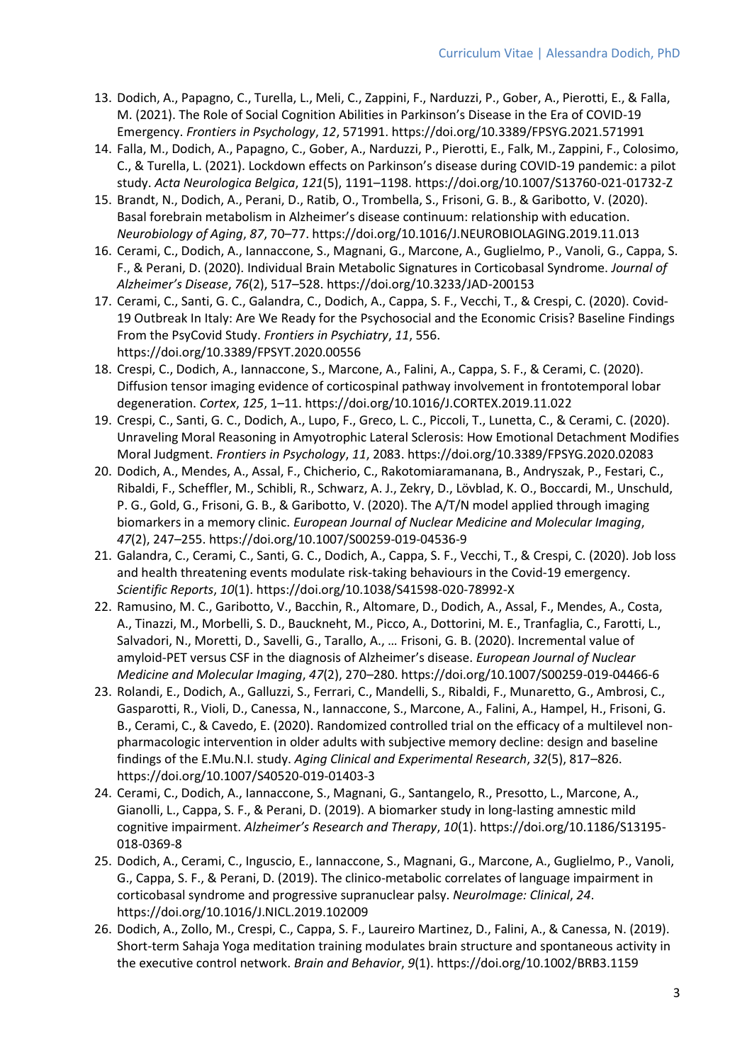13. Dodich, A., Papagno, C., Turella, L., Meli, C., Zappini, F., Narduzzi, P., Gober, A., Pierotti, E., & Falla, M. (2021). The Role of Social Cognition Abilities in Parkinson's Disease in the Era of COVID-19 Emergency. *Frontiers in Psychology*, *12*, 571991. https://doi.org/10.3389/FPSYG.2021.571991
14. Falla, M., Dodich, A., Papagno, C., Gober, A., Narduzzi, P., Pierotti, E., Falk, M., Zappini, F., Colosimo, C., & Turella, L. (2021). Lockdown effects on Parkinson's disease during COVID-19 pandemic: a pilot study. *Acta Neurologica Belgica*, *121*(5), 1191–1198. https://doi.org/10.1007/S13760-021-01732-Z
15. Brandt, N., Dodich, A., Perani, D., Ratib, O., Trombella, S., Frisoni, G. B., & Garibotto, V. (2020). Basal forebrain metabolism in Alzheimer's disease continuum: relationship with education. *Neurobiology of Aging*, *87*, 70–77. https://doi.org/10.1016/J.NEUROBIOLAGING.2019.11.013
16. Cerami, C., Dodich, A., Iannaccone, S., Magnani, G., Marcone, A., Guglielmo, P., Vanoli, G., Cappa, S. F., & Perani, D. (2020). Individual Brain Metabolic Signatures in Corticobasal Syndrome. *Journal of Alzheimer's Disease*, *76*(2), 517–528. https://doi.org/10.3233/JAD-200153
17. Cerami, C., Santi, G. C., Galandra, C., Dodich, A., Cappa, S. F., Vecchi, T., & Crespi, C. (2020). Covid-19 Outbreak In Italy: Are We Ready for the Psychosocial and the Economic Crisis? Baseline Findings From the PsyCovid Study. *Frontiers in Psychiatry*, *11*, 556. https://doi.org/10.3389/FPSYT.2020.00556
18. Crespi, C., Dodich, A., Iannaccone, S., Marcone, A., Falini, A., Cappa, S. F., & Cerami, C. (2020). Diffusion tensor imaging evidence of corticospinal pathway involvement in frontotemporal lobar degeneration. *Cortex*, *125*, 1–11. https://doi.org/10.1016/J.CORTEX.2019.11.022
19. Crespi, C., Santi, G. C., Dodich, A., Lupo, F., Greco, L. C., Piccoli, T., Lunetta, C., & Cerami, C. (2020). Unraveling Moral Reasoning in Amyotrophic Lateral Sclerosis: How Emotional Detachment Modifies Moral Judgment. *Frontiers in Psychology*, *11*, 2083. https://doi.org/10.3389/FPSYG.2020.02083
20. Dodich, A., Mendes, A., Assal, F., Chicherio, C., Rakotomiaramanana, B., Andryszak, P., Festari, C., Ribaldi, F., Scheffler, M., Schibli, R., Schwarz, A. J., Zekry, D., Lövblad, K. O., Boccardi, M., Unschuld, P. G., Gold, G., Frisoni, G. B., & Garibotto, V. (2020). The A/T/N model applied through imaging biomarkers in a memory clinic. *European Journal of Nuclear Medicine and Molecular Imaging*, *47*(2), 247–255. https://doi.org/10.1007/S00259-019-04536-9
21. Galandra, C., Cerami, C., Santi, G. C., Dodich, A., Cappa, S. F., Vecchi, T., & Crespi, C. (2020). Job loss and health threatening events modulate risk-taking behaviours in the Covid-19 emergency. *Scientific Reports*, *10*(1). https://doi.org/10.1038/S41598-020-78992-X
22. Ramusino, M. C., Garibotto, V., Bacchin, R., Altomare, D., Dodich, A., Assal, F., Mendes, A., Costa, A., Tinazzi, M., Morbelli, S. D., Bauckneht, M., Picco, A., Dottorini, M. E., Tranfaglia, C., Farotti, L., Salvadori, N., Moretti, D., Savelli, G., Tarallo, A., … Frisoni, G. B. (2020). Incremental value of amyloid-PET versus CSF in the diagnosis of Alzheimer's disease. *European Journal of Nuclear Medicine and Molecular Imaging*, *47*(2), 270–280. https://doi.org/10.1007/S00259-019-04466-6
23. Rolandi, E., Dodich, A., Galluzzi, S., Ferrari, C., Mandelli, S., Ribaldi, F., Munaretto, G., Ambrosi, C., Gasparotti, R., Violi, D., Canessa, N., Iannaccone, S., Marcone, A., Falini, A., Hampel, H., Frisoni, G. B., Cerami, C., & Cavedo, E. (2020). Randomized controlled trial on the efficacy of a multilevel non-pharmacologic intervention in older adults with subjective memory decline: design and baseline findings of the E.Mu.N.I. study. *Aging Clinical and Experimental Research*, *32*(5), 817–826. https://doi.org/10.1007/S40520-019-01403-3
24. Cerami, C., Dodich, A., Iannaccone, S., Magnani, G., Santangelo, R., Presotto, L., Marcone, A., Gianolli, L., Cappa, S. F., & Perani, D. (2019). A biomarker study in long-lasting amnestic mild cognitive impairment. *Alzheimer's Research and Therapy*, *10*(1). https://doi.org/10.1186/S13195-018-0369-8
25. Dodich, A., Cerami, C., Inguscio, E., Iannaccone, S., Magnani, G., Marcone, A., Guglielmo, P., Vanoli, G., Cappa, S. F., & Perani, D. (2019). The clinico-metabolic correlates of language impairment in corticobasal syndrome and progressive supranuclear palsy. *NeuroImage: Clinical*, *24*. https://doi.org/10.1016/J.NICL.2019.102009
26. Dodich, A., Zollo, M., Crespi, C., Cappa, S. F., Laureiro Martinez, D., Falini, A., & Canessa, N. (2019). Short-term Sahaja Yoga meditation training modulates brain structure and spontaneous activity in the executive control network. *Brain and Behavior*, *9*(1). https://doi.org/10.1002/BRB3.1159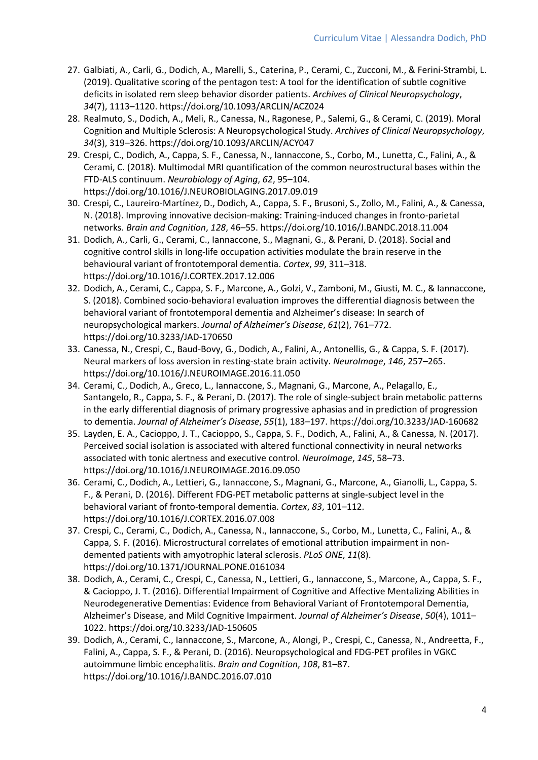27. Galbiati, A., Carli, G., Dodich, A., Marelli, S., Caterina, P., Cerami, C., Zucconi, M., & Ferini-Strambi, L. (2019). Qualitative scoring of the pentagon test: A tool for the identification of subtle cognitive deficits in isolated rem sleep behavior disorder patients. *Archives of Clinical Neuropsychology*, *34*(7), 1113–1120. https://doi.org/10.1093/ARCLIN/ACZ024
28. Realmuto, S., Dodich, A., Meli, R., Canessa, N., Ragonese, P., Salemi, G., & Cerami, C. (2019). Moral Cognition and Multiple Sclerosis: A Neuropsychological Study. *Archives of Clinical Neuropsychology*, *34*(3), 319–326. https://doi.org/10.1093/ARCLIN/ACY047
29. Crespi, C., Dodich, A., Cappa, S. F., Canessa, N., Iannaccone, S., Corbo, M., Lunetta, C., Falini, A., & Cerami, C. (2018). Multimodal MRI quantification of the common neurostructural bases within the FTD-ALS continuum. *Neurobiology of Aging*, *62*, 95–104. https://doi.org/10.1016/J.NEUROBIOLAGING.2017.09.019
30. Crespi, C., Laureiro-Martínez, D., Dodich, A., Cappa, S. F., Brusoni, S., Zollo, M., Falini, A., & Canessa, N. (2018). Improving innovative decision-making: Training-induced changes in fronto-parietal networks. *Brain and Cognition*, *128*, 46–55. https://doi.org/10.1016/J.BANDC.2018.11.004
31. Dodich, A., Carli, G., Cerami, C., Iannaccone, S., Magnani, G., & Perani, D. (2018). Social and cognitive control skills in long-life occupation activities modulate the brain reserve in the behavioural variant of frontotemporal dementia. *Cortex*, *99*, 311–318. https://doi.org/10.1016/J.CORTEX.2017.12.006
32. Dodich, A., Cerami, C., Cappa, S. F., Marcone, A., Golzi, V., Zamboni, M., Giusti, M. C., & Iannaccone, S. (2018). Combined socio-behavioral evaluation improves the differential diagnosis between the behavioral variant of frontotemporal dementia and Alzheimer's disease: In search of neuropsychological markers. *Journal of Alzheimer's Disease*, *61*(2), 761–772. https://doi.org/10.3233/JAD-170650
33. Canessa, N., Crespi, C., Baud-Bovy, G., Dodich, A., Falini, A., Antonellis, G., & Cappa, S. F. (2017). Neural markers of loss aversion in resting-state brain activity. *NeuroImage*, *146*, 257–265. https://doi.org/10.1016/J.NEUROIMAGE.2016.11.050
34. Cerami, C., Dodich, A., Greco, L., Iannaccone, S., Magnani, G., Marcone, A., Pelagallo, E., Santangelo, R., Cappa, S. F., & Perani, D. (2017). The role of single-subject brain metabolic patterns in the early differential diagnosis of primary progressive aphasias and in prediction of progression to dementia. *Journal of Alzheimer's Disease*, *55*(1), 183–197. https://doi.org/10.3233/JAD-160682
35. Layden, E. A., Cacioppo, J. T., Cacioppo, S., Cappa, S. F., Dodich, A., Falini, A., & Canessa, N. (2017). Perceived social isolation is associated with altered functional connectivity in neural networks associated with tonic alertness and executive control. *NeuroImage*, *145*, 58–73. https://doi.org/10.1016/J.NEUROIMAGE.2016.09.050
36. Cerami, C., Dodich, A., Lettieri, G., Iannaccone, S., Magnani, G., Marcone, A., Gianolli, L., Cappa, S. F., & Perani, D. (2016). Different FDG-PET metabolic patterns at single-subject level in the behavioral variant of fronto-temporal dementia. *Cortex*, *83*, 101–112. https://doi.org/10.1016/J.CORTEX.2016.07.008
37. Crespi, C., Cerami, C., Dodich, A., Canessa, N., Iannaccone, S., Corbo, M., Lunetta, C., Falini, A., & Cappa, S. F. (2016). Microstructural correlates of emotional attribution impairment in non-demented patients with amyotrophic lateral sclerosis. *PLoS ONE*, *11*(8). https://doi.org/10.1371/JOURNAL.PONE.0161034
38. Dodich, A., Cerami, C., Crespi, C., Canessa, N., Lettieri, G., Iannaccone, S., Marcone, A., Cappa, S. F., & Cacioppo, J. T. (2016). Differential Impairment of Cognitive and Affective Mentalizing Abilities in Neurodegenerative Dementias: Evidence from Behavioral Variant of Frontotemporal Dementia, Alzheimer's Disease, and Mild Cognitive Impairment. *Journal of Alzheimer's Disease*, *50*(4), 1011–1022. https://doi.org/10.3233/JAD-150605
39. Dodich, A., Cerami, C., Iannaccone, S., Marcone, A., Alongi, P., Crespi, C., Canessa, N., Andreetta, F., Falini, A., Cappa, S. F., & Perani, D. (2016). Neuropsychological and FDG-PET profiles in VGKC autoimmune limbic encephalitis. *Brain and Cognition*, *108*, 81–87. https://doi.org/10.1016/J.BANDC.2016.07.010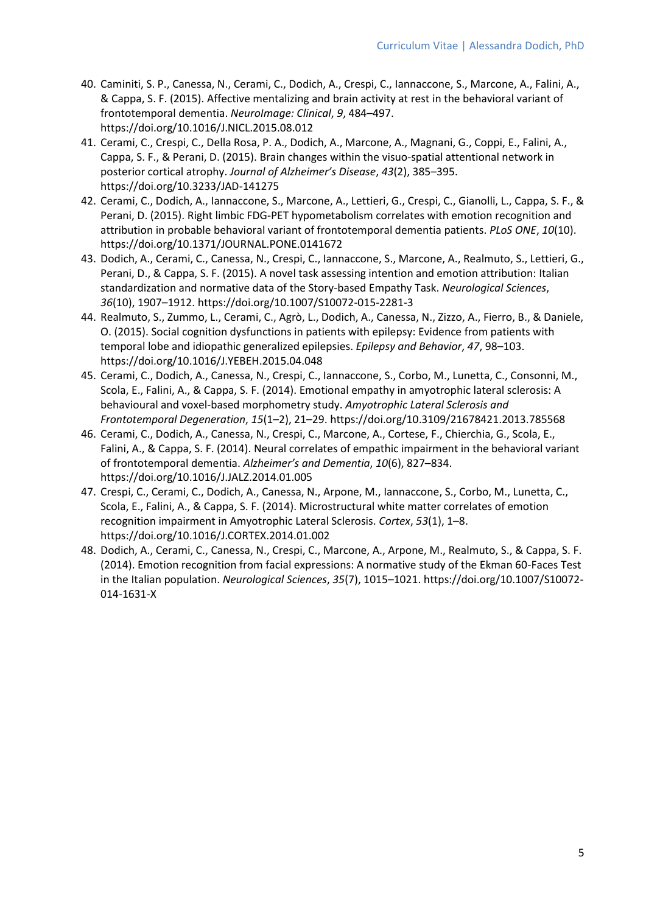40. Caminiti, S. P., Canessa, N., Cerami, C., Dodich, A., Crespi, C., Iannaccone, S., Marcone, A., Falini, A., & Cappa, S. F. (2015). Affective mentalizing and brain activity at rest in the behavioral variant of frontotemporal dementia. *NeuroImage: Clinical*, *9*, 484–497. https://doi.org/10.1016/J.NICL.2015.08.012
41. Cerami, C., Crespi, C., Della Rosa, P. A., Dodich, A., Marcone, A., Magnani, G., Coppi, E., Falini, A., Cappa, S. F., & Perani, D. (2015). Brain changes within the visuo-spatial attentional network in posterior cortical atrophy. *Journal of Alzheimer's Disease*, *43*(2), 385–395. https://doi.org/10.3233/JAD-141275
42. Cerami, C., Dodich, A., Iannaccone, S., Marcone, A., Lettieri, G., Crespi, C., Gianolli, L., Cappa, S. F., & Perani, D. (2015). Right limbic FDG-PET hypometabolism correlates with emotion recognition and attribution in probable behavioral variant of frontotemporal dementia patients. *PLoS ONE*, *10*(10). https://doi.org/10.1371/JOURNAL.PONE.0141672
43. Dodich, A., Cerami, C., Canessa, N., Crespi, C., Iannaccone, S., Marcone, A., Realmuto, S., Lettieri, G., Perani, D., & Cappa, S. F. (2015). A novel task assessing intention and emotion attribution: Italian standardization and normative data of the Story-based Empathy Task. *Neurological Sciences*, *36*(10), 1907–1912. https://doi.org/10.1007/S10072-015-2281-3
44. Realmuto, S., Zummo, L., Cerami, C., Agrò, L., Dodich, A., Canessa, N., Zizzo, A., Fierro, B., & Daniele, O. (2015). Social cognition dysfunctions in patients with epilepsy: Evidence from patients with temporal lobe and idiopathic generalized epilepsies. *Epilepsy and Behavior*, *47*, 98–103. https://doi.org/10.1016/J.YEBEH.2015.04.048
45. Cerami, C., Dodich, A., Canessa, N., Crespi, C., Iannaccone, S., Corbo, M., Lunetta, C., Consonni, M., Scola, E., Falini, A., & Cappa, S. F. (2014). Emotional empathy in amyotrophic lateral sclerosis: A behavioural and voxel-based morphometry study. *Amyotrophic Lateral Sclerosis and Frontotemporal Degeneration*, *15*(1–2), 21–29. https://doi.org/10.3109/21678421.2013.785568
46. Cerami, C., Dodich, A., Canessa, N., Crespi, C., Marcone, A., Cortese, F., Chierchia, G., Scola, E., Falini, A., & Cappa, S. F. (2014). Neural correlates of empathic impairment in the behavioral variant of frontotemporal dementia. *Alzheimer's and Dementia*, *10*(6), 827–834. https://doi.org/10.1016/J.JALZ.2014.01.005
47. Crespi, C., Cerami, C., Dodich, A., Canessa, N., Arpone, M., Iannaccone, S., Corbo, M., Lunetta, C., Scola, E., Falini, A., & Cappa, S. F. (2014). Microstructural white matter correlates of emotion recognition impairment in Amyotrophic Lateral Sclerosis. *Cortex*, *53*(1), 1–8. https://doi.org/10.1016/J.CORTEX.2014.01.002
48. Dodich, A., Cerami, C., Canessa, N., Crespi, C., Marcone, A., Arpone, M., Realmuto, S., & Cappa, S. F. (2014). Emotion recognition from facial expressions: A normative study of the Ekman 60-Faces Test in the Italian population. *Neurological Sciences*, *35*(7), 1015–1021. https://doi.org/10.1007/S10072-014-1631-X